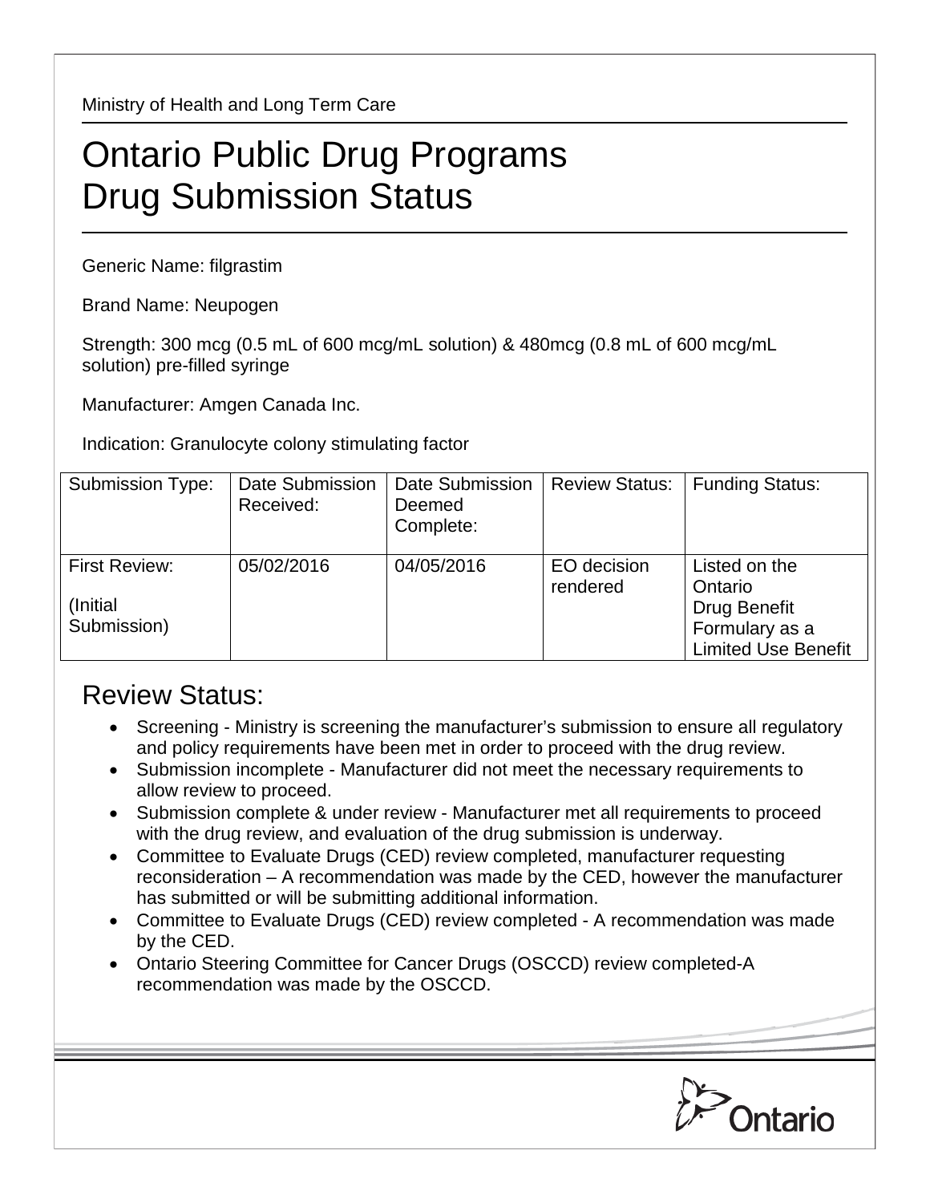Ministry of Health and Long Term Care

# Ontario Public Drug Programs Drug Submission Status

Generic Name: filgrastim

Brand Name: Neupogen

Strength: 300 mcg (0.5 mL of 600 mcg/mL solution) & 480mcg (0.8 mL of 600 mcg/mL solution) pre-filled syringe

Manufacturer: Amgen Canada Inc.

Indication: Granulocyte colony stimulating factor

| Submission Type: | Date Submission Received: | Date Submission Deemed Complete: | Review Status: | Funding Status: |
|---|---|---|---|---|
| First Review: (Initial Submission) | 05/02/2016 | 04/05/2016 | EO decision rendered | Listed on the Ontario Drug Benefit Formulary as a Limited Use Benefit |

## Review Status:

- Screening - Ministry is screening the manufacturer's submission to ensure all regulatory and policy requirements have been met in order to proceed with the drug review.
- Submission incomplete - Manufacturer did not meet the necessary requirements to allow review to proceed.
- Submission complete & under review - Manufacturer met all requirements to proceed with the drug review, and evaluation of the drug submission is underway.
- Committee to Evaluate Drugs (CED) review completed, manufacturer requesting reconsideration – A recommendation was made by the CED, however the manufacturer has submitted or will be submitting additional information.
- Committee to Evaluate Drugs (CED) review completed - A recommendation was made by the CED.
- Ontario Steering Committee for Cancer Drugs (OSCCD) review completed-A recommendation was made by the OSCCD.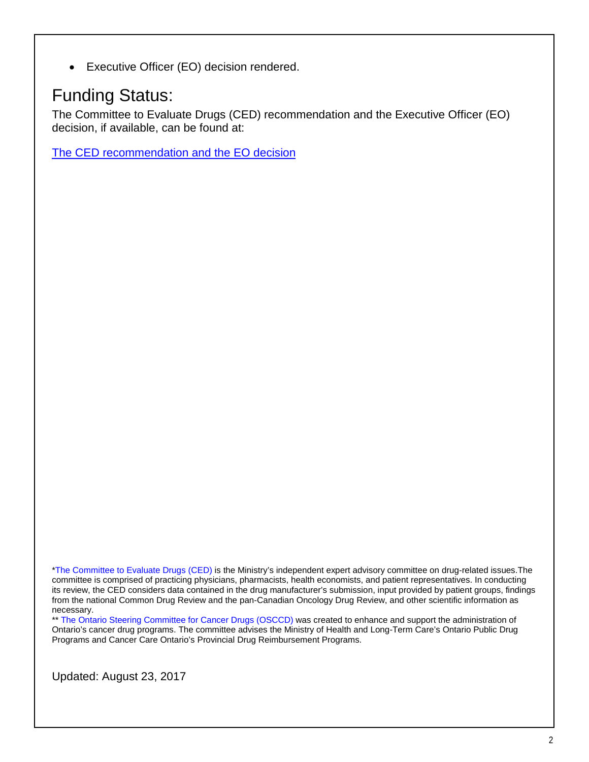- Executive Officer (EO) decision rendered.

## Funding Status:

The Committee to Evaluate Drugs (CED) recommendation and the Executive Officer (EO) decision, if available, can be found at:

The CED recommendation and the EO decision

*The Committee to Evaluate Drugs (CED) is the Ministry's independent expert advisory committee on drug-related issues.The committee is comprised of practicing physicians, pharmacists, health economists, and patient representatives. In conducting its review, the CED considers data contained in the drug manufacturer's submission, input provided by patient groups, findings from the national Common Drug Review and the pan-Canadian Oncology Drug Review, and other scientific information as necessary.

** The Ontario Steering Committee for Cancer Drugs (OSCCD) was created to enhance and support the administration of Ontario's cancer drug programs. The committee advises the Ministry of Health and Long-Term Care's Ontario Public Drug Programs and Cancer Care Ontario's Provincial Drug Reimbursement Programs.

Updated: August 23, 2017